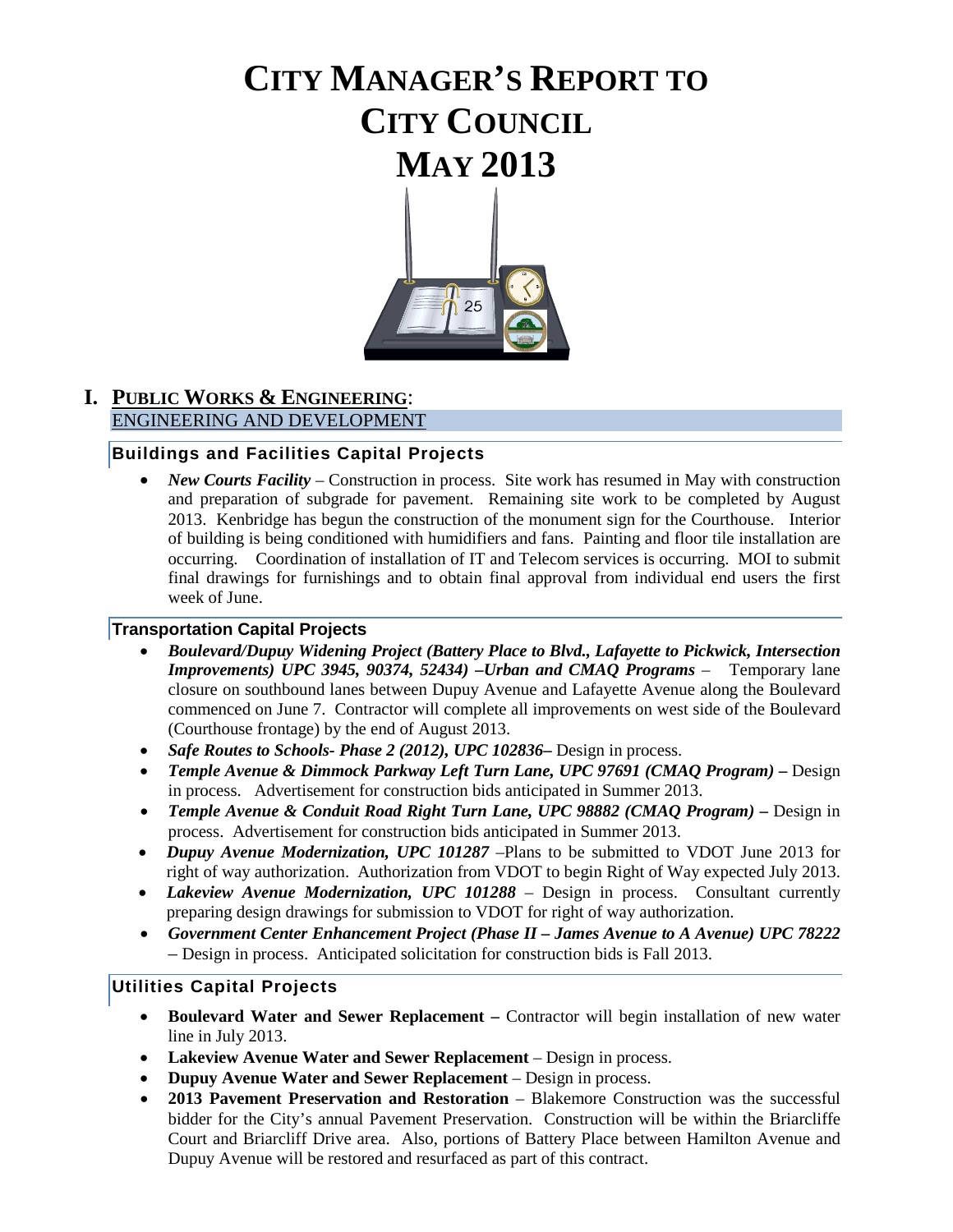# CITY MANAGER'S REPORT TO CITY COUNCIL MAY 2013

## I. PUBLIC WORKS & ENGINEERING:

ENGINEERING AND DEVELOPMENT

### Buildings and Facilities Capital Projects

- ***New Courts Facility*** – Construction in process. Site work has resumed in May with construction and preparation of subgrade for pavement. Remaining site work to be completed by August 2013. Kenbridge has begun the construction of the monument sign for the Courthouse. Interior of building is being conditioned with humidifiers and fans. Painting and floor tile installation are occurring. Coordination of installation of IT and Telecom services is occurring. MOI to submit final drawings for furnishings and to obtain final approval from individual end users the first week of June.

### Transportation Capital Projects

- ***Boulevard/Dupuy Widening Project (Battery Place to Blvd., Lafayette to Pickwick, Intersection Improvements) UPC 3945, 90374, 52434) –Urban and CMAQ Programs*** – Temporary lane closure on southbound lanes between Dupuy Avenue and Lafayette Avenue along the Boulevard commenced on June 7. Contractor will complete all improvements on west side of the Boulevard (Courthouse frontage) by the end of August 2013.
- ***Safe Routes to Schools- Phase 2 (2012), UPC 102836–*** Design in process.
- ***Temple Avenue & Dimmock Parkway Left Turn Lane, UPC 97691 (CMAQ Program) –*** Design in process. Advertisement for construction bids anticipated in Summer 2013.
- ***Temple Avenue & Conduit Road Right Turn Lane, UPC 98882 (CMAQ Program) –*** Design in process. Advertisement for construction bids anticipated in Summer 2013.
- ***Dupuy Avenue Modernization, UPC 101287*** –Plans to be submitted to VDOT June 2013 for right of way authorization. Authorization from VDOT to begin Right of Way expected July 2013.
- ***Lakeview Avenue Modernization, UPC 101288*** – Design in process. Consultant currently preparing design drawings for submission to VDOT for right of way authorization.
- ***Government Center Enhancement Project (Phase II – James Avenue to A Avenue) UPC 78222*** – Design in process. Anticipated solicitation for construction bids is Fall 2013.

### Utilities Capital Projects

- **Boulevard Water and Sewer Replacement –** Contractor will begin installation of new water line in July 2013.
- **Lakeview Avenue Water and Sewer Replacement** – Design in process.
- **Dupuy Avenue Water and Sewer Replacement** – Design in process.
- **2013 Pavement Preservation and Restoration** – Blakemore Construction was the successful bidder for the City's annual Pavement Preservation. Construction will be within the Briarcliffe Court and Briarcliff Drive area. Also, portions of Battery Place between Hamilton Avenue and Dupuy Avenue will be restored and resurfaced as part of this contract.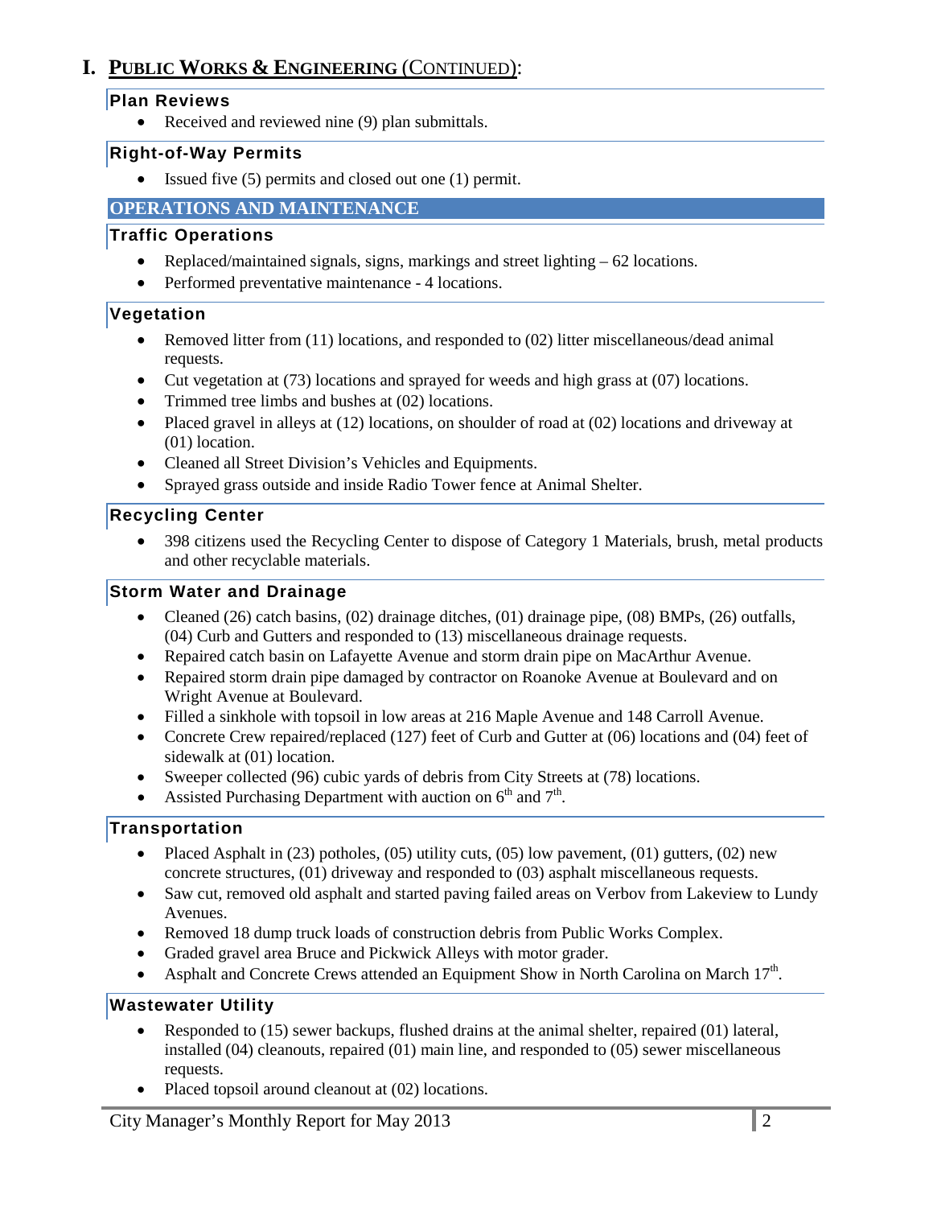# I. PUBLIC WORKS & ENGINEERING (CONTINUED):

### Plan Reviews

- Received and reviewed nine (9) plan submittals.

### Right-of-Way Permits

- Issued five (5) permits and closed out one (1) permit.

## OPERATIONS AND MAINTENANCE

### Traffic Operations

- Replaced/maintained signals, signs, markings and street lighting – 62 locations.
- Performed preventative maintenance - 4 locations.

### Vegetation

- Removed litter from (11) locations, and responded to (02) litter miscellaneous/dead animal requests.
- Cut vegetation at (73) locations and sprayed for weeds and high grass at (07) locations.
- Trimmed tree limbs and bushes at (02) locations.
- Placed gravel in alleys at (12) locations, on shoulder of road at (02) locations and driveway at (01) location.
- Cleaned all Street Division's Vehicles and Equipments.
- Sprayed grass outside and inside Radio Tower fence at Animal Shelter.

### Recycling Center

- 398 citizens used the Recycling Center to dispose of Category 1 Materials, brush, metal products and other recyclable materials.

### Storm Water and Drainage

- Cleaned (26) catch basins, (02) drainage ditches, (01) drainage pipe, (08) BMPs, (26) outfalls, (04) Curb and Gutters and responded to (13) miscellaneous drainage requests.
- Repaired catch basin on Lafayette Avenue and storm drain pipe on MacArthur Avenue.
- Repaired storm drain pipe damaged by contractor on Roanoke Avenue at Boulevard and on Wright Avenue at Boulevard.
- Filled a sinkhole with topsoil in low areas at 216 Maple Avenue and 148 Carroll Avenue.
- Concrete Crew repaired/replaced (127) feet of Curb and Gutter at (06) locations and (04) feet of sidewalk at (01) location.
- Sweeper collected (96) cubic yards of debris from City Streets at (78) locations.
- Assisted Purchasing Department with auction on 6th and 7th.

### Transportation

- Placed Asphalt in (23) potholes, (05) utility cuts, (05) low pavement, (01) gutters, (02) new concrete structures, (01) driveway and responded to (03) asphalt miscellaneous requests.
- Saw cut, removed old asphalt and started paving failed areas on Verbov from Lakeview to Lundy Avenues.
- Removed 18 dump truck loads of construction debris from Public Works Complex.
- Graded gravel area Bruce and Pickwick Alleys with motor grader.
- Asphalt and Concrete Crews attended an Equipment Show in North Carolina on March 17th.

### Wastewater Utility

- Responded to (15) sewer backups, flushed drains at the animal shelter, repaired (01) lateral, installed (04) cleanouts, repaired (01) main line, and responded to (05) sewer miscellaneous requests.
- Placed topsoil around cleanout at (02) locations.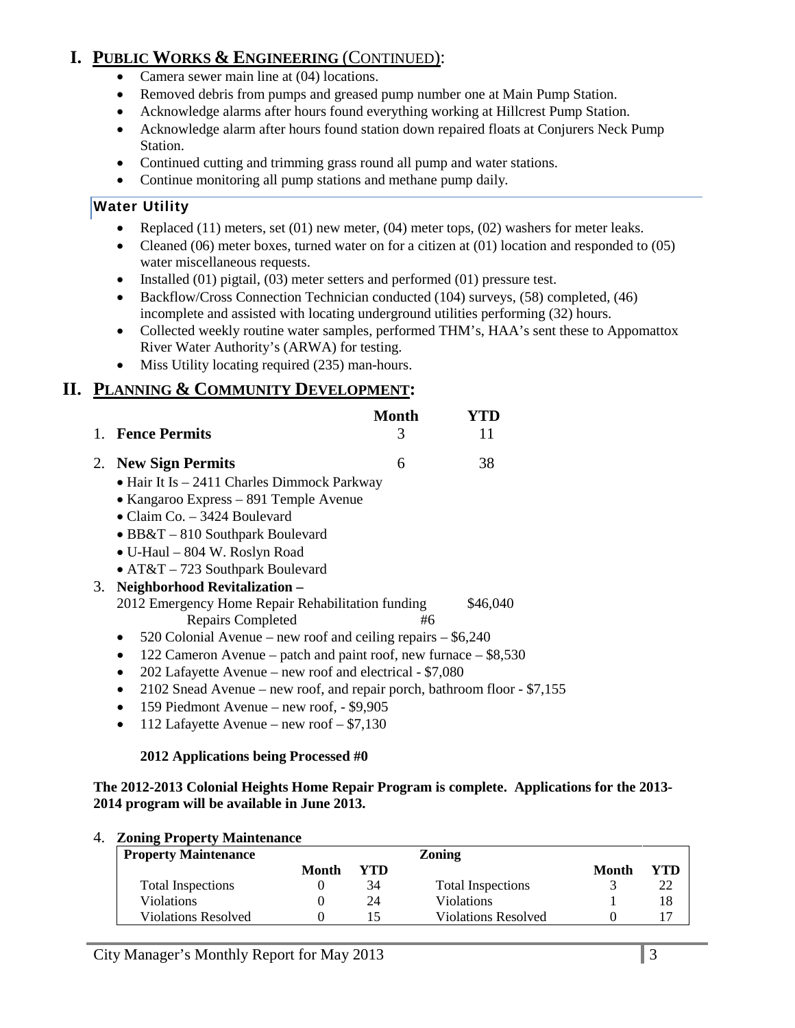# I. PUBLIC WORKS & ENGINEERING (CONTINUED):

- Camera sewer main line at (04) locations.
- Removed debris from pumps and greased pump number one at Main Pump Station.
- Acknowledge alarms after hours found everything working at Hillcrest Pump Station.
- Acknowledge alarm after hours found station down repaired floats at Conjurers Neck Pump Station.
- Continued cutting and trimming grass round all pump and water stations.
- Continue monitoring all pump stations and methane pump daily.

### Water Utility

- Replaced (11) meters, set (01) new meter, (04) meter tops, (02) washers for meter leaks.
- Cleaned (06) meter boxes, turned water on for a citizen at (01) location and responded to (05) water miscellaneous requests.
- Installed (01) pigtail, (03) meter setters and performed (01) pressure test.
- Backflow/Cross Connection Technician conducted (104) surveys, (58) completed, (46) incomplete and assisted with locating underground utilities performing (32) hours.
- Collected weekly routine water samples, performed THM's, HAA's sent these to Appomattox River Water Authority's (ARWA) for testing.
- Miss Utility locating required (235) man-hours.

# II. PLANNING & COMMUNITY DEVELOPMENT:

| | Month | YTD |
|---|---|---|
| 1. **Fence Permits** | 3 | 11 |
| 2. **New Sign Permits** | 6 | 38 |

- Hair It Is – 2411 Charles Dimmock Parkway
- Kangaroo Express – 891 Temple Avenue
- Claim Co. – 3424 Boulevard
- BB&T – 810 Southpark Boulevard
- U-Haul – 804 W. Roslyn Road
- AT&T – 723 Southpark Boulevard

3. **Neighborhood Revitalization –**

2012 Emergency Home Repair Rehabilitation funding $46,040

Repairs Completed #6

- 520 Colonial Avenue – new roof and ceiling repairs – $6,240
- 122 Cameron Avenue – patch and paint roof, new furnace – $8,530
- 202 Lafayette Avenue – new roof and electrical - $7,080
- 2102 Snead Avenue – new roof, and repair porch, bathroom floor - $7,155
- 159 Piedmont Avenue – new roof, - $9,905
- 112 Lafayette Avenue – new roof – $7,130

**2012 Applications being Processed #0**

**The 2012-2013 Colonial Heights Home Repair Program is complete. Applications for the 2013-2014 program will be available in June 2013.**

4. **Zoning Property Maintenance**

| Property Maintenance | Month | YTD | Zoning | Month | YTD |
|---|---|---|---|---|---|
| Total Inspections | 0 | 34 | Total Inspections | 3 | 22 |
| Violations | 0 | 24 | Violations | 1 | 18 |
| Violations Resolved | 0 | 15 | Violations Resolved | 0 | 17 |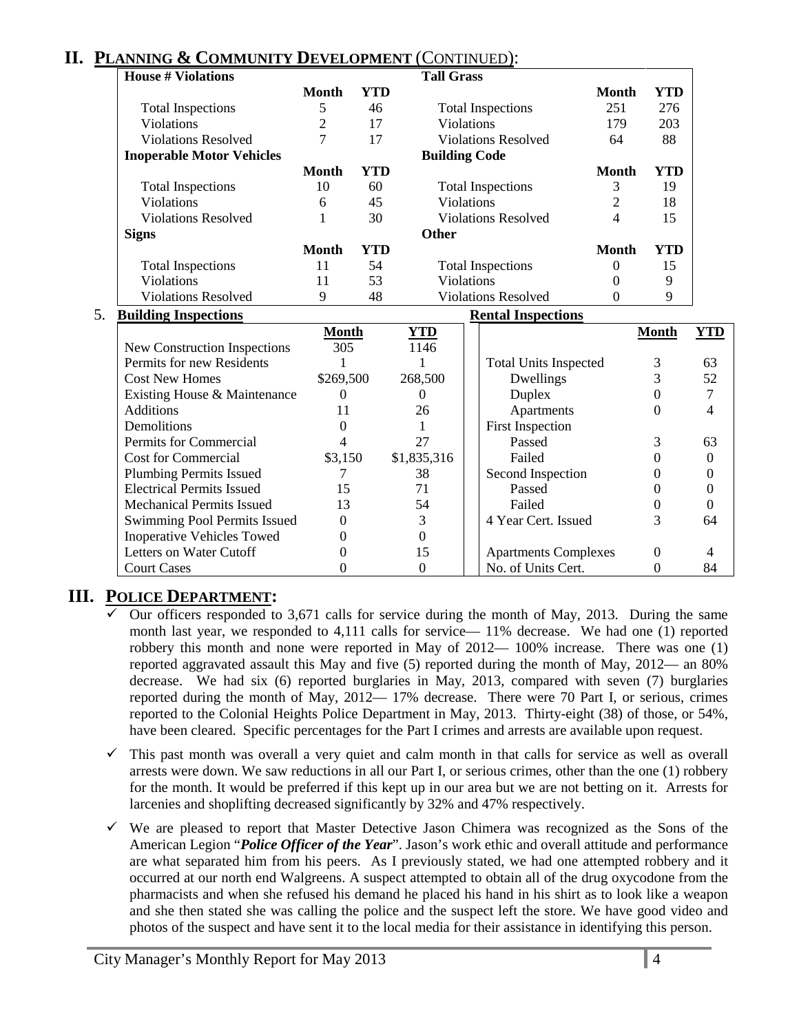## II. PLANNING & COMMUNITY DEVELOPMENT (CONTINUED):

| **House # Violations** | | | **Tall Grass** | | |
|---|---|---|---|---|---|
| | **Month** | **YTD** | | **Month** | **YTD** |
| Total Inspections | 5 | 46 | Total Inspections | 251 | 276 |
| Violations | 2 | 17 | Violations | 179 | 203 |
| Violations Resolved | 7 | 17 | Violations Resolved | 64 | 88 |
| **Inoperable Motor Vehicles** | | | **Building Code** | | |
| | **Month** | **YTD** | | **Month** | **YTD** |
| Total Inspections | 10 | 60 | Total Inspections | 3 | 19 |
| Violations | 6 | 45 | Violations | 2 | 18 |
| Violations Resolved | 1 | 30 | Violations Resolved | 4 | 15 |
| **Signs** | | | **Other** | | |
| | **Month** | **YTD** | | **Month** | **YTD** |
| Total Inspections | 11 | 54 | Total Inspections | 0 | 15 |
| Violations | 11 | 53 | Violations | 0 | 9 |
| Violations Resolved | 9 | 48 | Violations Resolved | 0 | 9 |

5. **Building Inspections** / **Rental Inspections**

| | **Month** | **YTD** | | **Month** | **YTD** |
|---|---|---|---|---|---|
| New Construction Inspections | 305 | 1146 | | | |
| Permits for new Residents | 1 | 1 | Total Units Inspected | 3 | 63 |
| Cost New Homes | $269,500 | 268,500 | Dwellings | 3 | 52 |
| Existing House & Maintenance | 0 | 0 | Duplex | 0 | 7 |
| Additions | 11 | 26 | Apartments | 0 | 4 |
| Demolitions | 0 | 1 | First Inspection | | |
| Permits for Commercial | 4 | 27 | Passed | 3 | 63 |
| Cost for Commercial | $3,150 | $1,835,316 | Failed | 0 | 0 |
| Plumbing Permits Issued | 7 | 38 | Second Inspection | 0 | 0 |
| Electrical Permits Issued | 15 | 71 | Passed | 0 | 0 |
| Mechanical Permits Issued | 13 | 54 | Failed | 0 | 0 |
| Swimming Pool Permits Issued | 0 | 3 | 4 Year Cert. Issued | 3 | 64 |
| Inoperative Vehicles Towed | 0 | 0 | | | |
| Letters on Water Cutoff | 0 | 15 | Apartments Complexes | 0 | 4 |
| Court Cases | 0 | 0 | No. of Units Cert. | 0 | 84 |

## III. POLICE DEPARTMENT:

- ✓ Our officers responded to 3,671 calls for service during the month of May, 2013. During the same month last year, we responded to 4,111 calls for service— 11% decrease. We had one (1) reported robbery this month and none were reported in May of 2012— 100% increase. There was one (1) reported aggravated assault this May and five (5) reported during the month of May, 2012— an 80% decrease. We had six (6) reported burglaries in May, 2013, compared with seven (7) burglaries reported during the month of May, 2012— 17% decrease. There were 70 Part I, or serious, crimes reported to the Colonial Heights Police Department in May, 2013. Thirty-eight (38) of those, or 54%, have been cleared. Specific percentages for the Part I crimes and arrests are available upon request.

- ✓ This past month was overall a very quiet and calm month in that calls for service as well as overall arrests were down. We saw reductions in all our Part I, or serious crimes, other than the one (1) robbery for the month. It would be preferred if this kept up in our area but we are not betting on it. Arrests for larcenies and shoplifting decreased significantly by 32% and 47% respectively.

- ✓ We are pleased to report that Master Detective Jason Chimera was recognized as the Sons of the American Legion "***Police Officer of the Year***". Jason's work ethic and overall attitude and performance are what separated him from his peers. As I previously stated, we had one attempted robbery and it occurred at our north end Walgreens. A suspect attempted to obtain all of the drug oxycodone from the pharmacists and when she refused his demand he placed his hand in his shirt as to look like a weapon and she then stated she was calling the police and the suspect left the store. We have good video and photos of the suspect and have sent it to the local media for their assistance in identifying this person.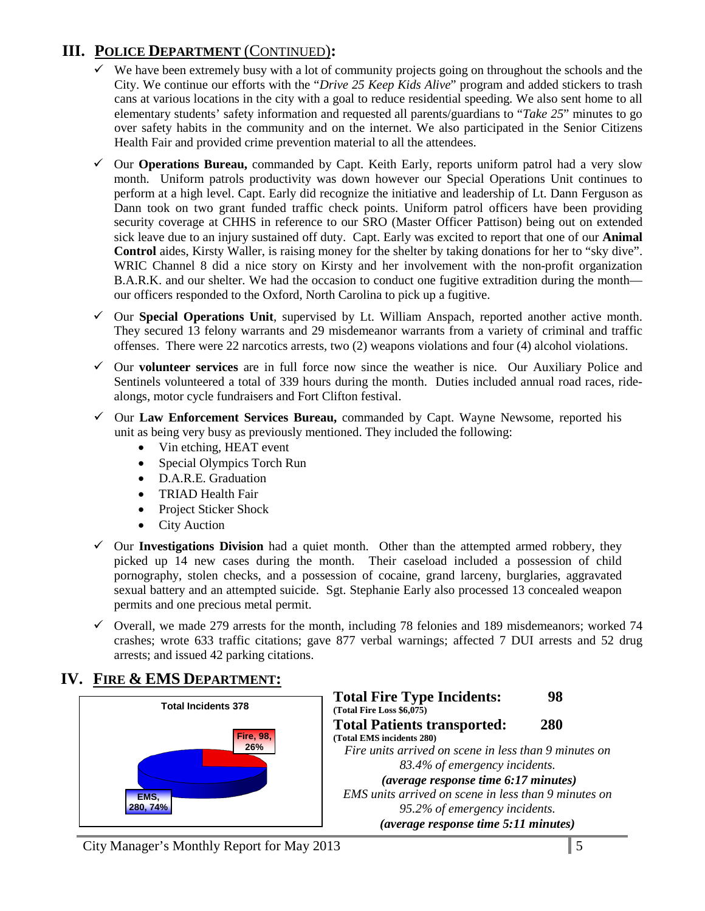## III. POLICE DEPARTMENT (CONTINUED):

- ✓ We have been extremely busy with a lot of community projects going on throughout the schools and the City. We continue our efforts with the "*Drive 25 Keep Kids Alive*" program and added stickers to trash cans at various locations in the city with a goal to reduce residential speeding. We also sent home to all elementary students' safety information and requested all parents/guardians to "*Take 25*" minutes to go over safety habits in the community and on the internet. We also participated in the Senior Citizens Health Fair and provided crime prevention material to all the attendees.
- ✓ Our **Operations Bureau,** commanded by Capt. Keith Early, reports uniform patrol had a very slow month. Uniform patrols productivity was down however our Special Operations Unit continues to perform at a high level. Capt. Early did recognize the initiative and leadership of Lt. Dann Ferguson as Dann took on two grant funded traffic check points. Uniform patrol officers have been providing security coverage at CHHS in reference to our SRO (Master Officer Pattison) being out on extended sick leave due to an injury sustained off duty. Capt. Early was excited to report that one of our **Animal Control** aides, Kirsty Waller, is raising money for the shelter by taking donations for her to "sky dive". WRIC Channel 8 did a nice story on Kirsty and her involvement with the non-profit organization B.A.R.K. and our shelter. We had the occasion to conduct one fugitive extradition during the month—our officers responded to the Oxford, North Carolina to pick up a fugitive.
- ✓ Our **Special Operations Unit**, supervised by Lt. William Anspach, reported another active month. They secured 13 felony warrants and 29 misdemeanor warrants from a variety of criminal and traffic offenses. There were 22 narcotics arrests, two (2) weapons violations and four (4) alcohol violations.
- ✓ Our **volunteer services** are in full force now since the weather is nice. Our Auxiliary Police and Sentinels volunteered a total of 339 hours during the month. Duties included annual road races, ride-alongs, motor cycle fundraisers and Fort Clifton festival.
- ✓ Our **Law Enforcement Services Bureau,** commanded by Capt. Wayne Newsome, reported his unit as being very busy as previously mentioned. They included the following:
  - Vin etching, HEAT event
  - Special Olympics Torch Run
  - D.A.R.E. Graduation
  - TRIAD Health Fair
  - Project Sticker Shock
  - City Auction
- ✓ Our **Investigations Division** had a quiet month. Other than the attempted armed robbery, they picked up 14 new cases during the month. Their caseload included a possession of child pornography, stolen checks, and a possession of cocaine, grand larceny, burglaries, aggravated sexual battery and an attempted suicide. Sgt. Stephanie Early also processed 13 concealed weapon permits and one precious metal permit.
- ✓ Overall, we made 279 arrests for the month, including 78 felonies and 189 misdemeanors; worked 74 crashes; wrote 633 traffic citations; gave 877 verbal warnings; affected 7 DUI arrests and 52 drug arrests; and issued 42 parking citations.

## IV. FIRE & EMS DEPARTMENT:

**Total Incidents 378**

- Fire, 98, 26%
- EMS, 280, 74%

**Total Fire Type Incidents: 98**
**(Total Fire Loss $6,075)**

**Total Patients transported: 280**
**(Total EMS incidents 280)**

*Fire units arrived on scene in less than 9 minutes on 83.4% of emergency incidents.*
***(average response time 6:17 minutes)***

*EMS units arrived on scene in less than 9 minutes on 95.2% of emergency incidents.*
***(average response time 5:11 minutes)***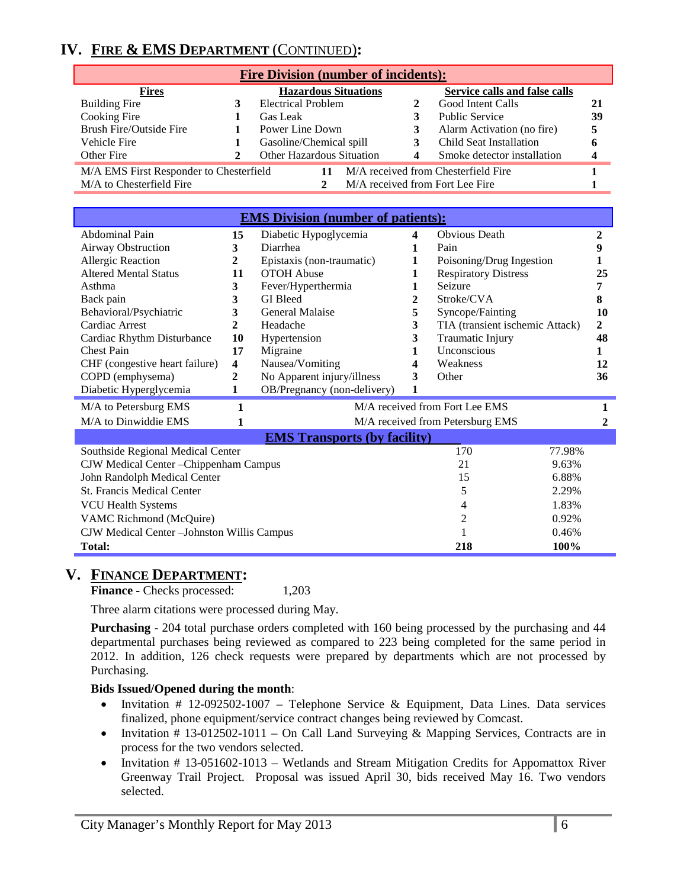## IV. FIRE & EMS DEPARTMENT (CONTINUED):

| Fire Division (number of incidents): | | | | | |
|---|---|---|---|---|---|
| **Fires** | | **Hazardous Situations** | | **Service calls and false calls** | |
| Building Fire | **3** | Electrical Problem | **2** | Good Intent Calls | **21** |
| Cooking Fire | **1** | Gas Leak | **3** | Public Service | **39** |
| Brush Fire/Outside Fire | **1** | Power Line Down | **3** | Alarm Activation (no fire) | **5** |
| Vehicle Fire | **1** | Gasoline/Chemical spill | **3** | Child Seat Installation | **6** |
| Other Fire | **2** | Other Hazardous Situation | **4** | Smoke detector installation | **4** |
| M/A EMS First Responder to Chesterfield | **11** | M/A received from Chesterfield Fire | **1** | | |
| M/A to Chesterfield Fire | **2** | M/A received from Fort Lee Fire | **1** | | |

| EMS Division (number of patients): | | | | | |
|---|---|---|---|---|---|
| Abdominal Pain | **15** | Diabetic Hypoglycemia | **4** | Obvious Death | **2** |
| Airway Obstruction | **3** | Diarrhea | **1** | Pain | **9** |
| Allergic Reaction | **2** | Epistaxis (non-traumatic) | **1** | Poisoning/Drug Ingestion | **1** |
| Altered Mental Status | **11** | OTOH Abuse | **1** | Respiratory Distress | **25** |
| Asthma | **3** | Fever/Hyperthermia | **1** | Seizure | **7** |
| Back pain | **3** | GI Bleed | **2** | Stroke/CVA | **8** |
| Behavioral/Psychiatric | **3** | General Malaise | **5** | Syncope/Fainting | **10** |
| Cardiac Arrest | **2** | Headache | **3** | TIA (transient ischemic Attack) | **2** |
| Cardiac Rhythm Disturbance | **10** | Hypertension | **3** | Traumatic Injury | **48** |
| Chest Pain | **17** | Migraine | **1** | Unconscious | **1** |
| CHF (congestive heart failure) | **4** | Nausea/Vomiting | **4** | Weakness | **12** |
| COPD (emphysema) | **2** | No Apparent injury/illness | **3** | Other | **36** |
| Diabetic Hyperglycemia | **1** | OB/Pregnancy (non-delivery) | **1** | | |
| M/A to Petersburg EMS | **1** | M/A received from Fort Lee EMS | **1** | | |
| M/A to Dinwiddie EMS | **1** | M/A received from Petersburg EMS | **2** | | |

| EMS Transports (by facility) | | |
|---|---|---|
| Southside Regional Medical Center | 170 | 77.98% |
| CJW Medical Center –Chippenham Campus | 21 | 9.63% |
| John Randolph Medical Center | 15 | 6.88% |
| St. Francis Medical Center | 5 | 2.29% |
| VCU Health Systems | 4 | 1.83% |
| VAMC Richmond (McQuire) | 2 | 0.92% |
| CJW Medical Center –Johnston Willis Campus | 1 | 0.46% |
| **Total:** | **218** | **100%** |

## V. FINANCE DEPARTMENT:

**Finance -** Checks processed: 1,203

Three alarm citations were processed during May.

**Purchasing** - 204 total purchase orders completed with 160 being processed by the purchasing and 44 departmental purchases being reviewed as compared to 223 being completed for the same period in 2012. In addition, 126 check requests were prepared by departments which are not processed by Purchasing.

**Bids Issued/Opened during the month**:

- Invitation # 12-092502-1007 – Telephone Service & Equipment, Data Lines. Data services finalized, phone equipment/service contract changes being reviewed by Comcast.
- Invitation # 13-012502-1011 – On Call Land Surveying & Mapping Services, Contracts are in process for the two vendors selected.
- Invitation # 13-051602-1013 – Wetlands and Stream Mitigation Credits for Appomattox River Greenway Trail Project. Proposal was issued April 30, bids received May 16. Two vendors selected.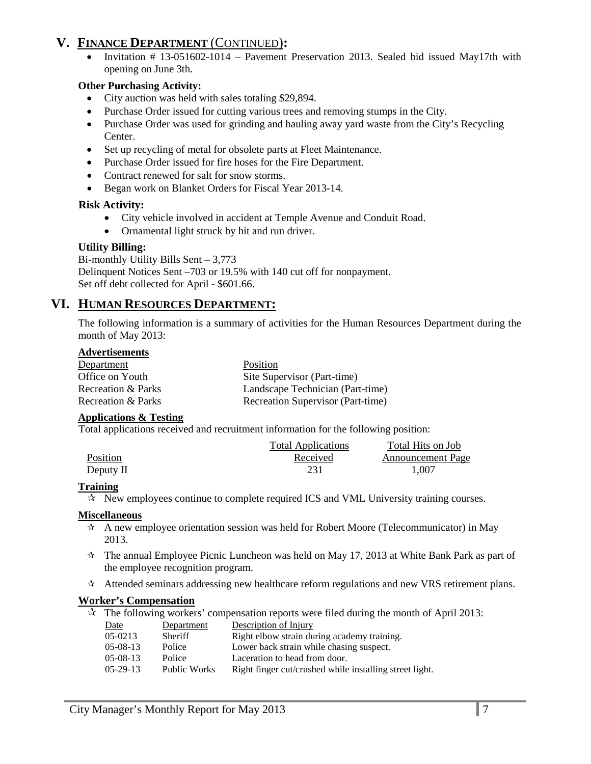## V. FINANCE DEPARTMENT (CONTINUED):

- Invitation # 13-051602-1014 – Pavement Preservation 2013. Sealed bid issued May17th with opening on June 3th.

**Other Purchasing Activity:**

- City auction was held with sales totaling $29,894.
- Purchase Order issued for cutting various trees and removing stumps in the City.
- Purchase Order was used for grinding and hauling away yard waste from the City's Recycling Center.
- Set up recycling of metal for obsolete parts at Fleet Maintenance.
- Purchase Order issued for fire hoses for the Fire Department.
- Contract renewed for salt for snow storms.
- Began work on Blanket Orders for Fiscal Year 2013-14.

**Risk Activity:**

- City vehicle involved in accident at Temple Avenue and Conduit Road.
- Ornamental light struck by hit and run driver.

**Utility Billing:**

Bi-monthly Utility Bills Sent – 3,773
Delinquent Notices Sent –703 or 19.5% with 140 cut off for nonpayment.
Set off debt collected for April - $601.66.

## VI. HUMAN RESOURCES DEPARTMENT:

The following information is a summary of activities for the Human Resources Department during the month of May 2013:

**Advertisements**

| Department | Position |
|---|---|
| Office on Youth | Site Supervisor (Part-time) |
| Recreation & Parks | Landscape Technician (Part-time) |
| Recreation & Parks | Recreation Supervisor (Part-time) |

**Applications & Testing**

Total applications received and recruitment information for the following position:

| Position | Total Applications Received | Total Hits on Job Announcement Page |
|---|---|---|
| Deputy II | 231 | 1,007 |

**Training**

- ✰ New employees continue to complete required ICS and VML University training courses.

**Miscellaneous**

- ✰ A new employee orientation session was held for Robert Moore (Telecommunicator) in May 2013.
- ✰ The annual Employee Picnic Luncheon was held on May 17, 2013 at White Bank Park as part of the employee recognition program.
- ✰ Attended seminars addressing new healthcare reform regulations and new VRS retirement plans.

**Worker's Compensation**

- ✰ The following workers' compensation reports were filed during the month of April 2013:

| Date | Department | Description of Injury |
|---|---|---|
| 05-0213 | Sheriff | Right elbow strain during academy training. |
| 05-08-13 | Police | Lower back strain while chasing suspect. |
| 05-08-13 | Police | Laceration to head from door. |
| 05-29-13 | Public Works | Right finger cut/crushed while installing street light. |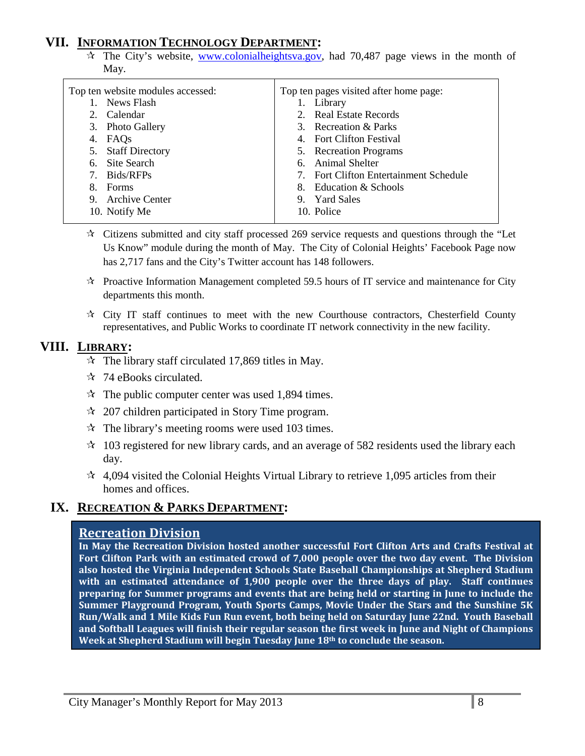## VII. INFORMATION TECHNOLOGY DEPARTMENT:

- ✰ The City's website, www.colonialheightsva.gov, had 70,487 page views in the month of May.

| Top ten website modules accessed: | Top ten pages visited after home page: |
|---|---|
| 1. News Flash | 1. Library |
| 2. Calendar | 2. Real Estate Records |
| 3. Photo Gallery | 3. Recreation & Parks |
| 4. FAQs | 4. Fort Clifton Festival |
| 5. Staff Directory | 5. Recreation Programs |
| 6. Site Search | 6. Animal Shelter |
| 7. Bids/RFPs | 7. Fort Clifton Entertainment Schedule |
| 8. Forms | 8. Education & Schools |
| 9. Archive Center | 9. Yard Sales |
| 10. Notify Me | 10. Police |

- ✰ Citizens submitted and city staff processed 269 service requests and questions through the "Let Us Know" module during the month of May. The City of Colonial Heights' Facebook Page now has 2,717 fans and the City's Twitter account has 148 followers.
- ✰ Proactive Information Management completed 59.5 hours of IT service and maintenance for City departments this month.
- ✰ City IT staff continues to meet with the new Courthouse contractors, Chesterfield County representatives, and Public Works to coordinate IT network connectivity in the new facility.

## VIII. LIBRARY:

- ✰ The library staff circulated 17,869 titles in May.
- ✰ 74 eBooks circulated.
- ✰ The public computer center was used 1,894 times.
- ✰ 207 children participated in Story Time program.
- ✰ The library's meeting rooms were used 103 times.
- ✰ 103 registered for new library cards, and an average of 582 residents used the library each day.
- ✰ 4,094 visited the Colonial Heights Virtual Library to retrieve 1,095 articles from their homes and offices.

## IX. RECREATION & PARKS DEPARTMENT:

### Recreation Division

**In May the Recreation Division hosted another successful Fort Clifton Arts and Crafts Festival at Fort Clifton Park with an estimated crowd of 7,000 people over the two day event. The Division also hosted the Virginia Independent Schools State Baseball Championships at Shepherd Stadium with an estimated attendance of 1,900 people over the three days of play. Staff continues preparing for Summer programs and events that are being held or starting in June to include the Summer Playground Program, Youth Sports Camps, Movie Under the Stars and the Sunshine 5K Run/Walk and 1 Mile Kids Fun Run event, both being held on Saturday June 22nd. Youth Baseball and Softball Leagues will finish their regular season the first week in June and Night of Champions Week at Shepherd Stadium will begin Tuesday June 18th to conclude the season.**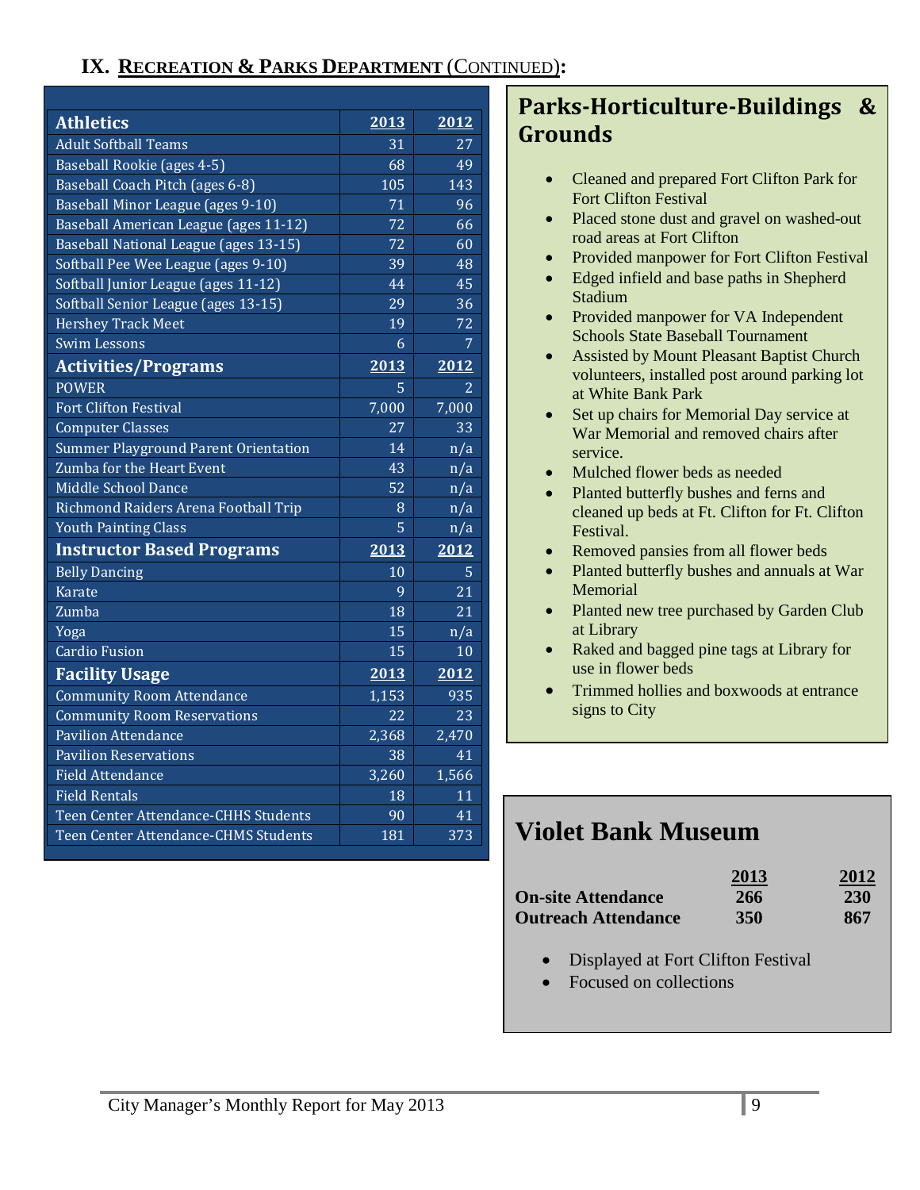## IX. Recreation & Parks Department (Continued):

| Athletics | 2013 | 2012 |
|---|---|---|
| Adult Softball Teams | 31 | 27 |
| Baseball Rookie (ages 4-5) | 68 | 49 |
| Baseball Coach Pitch (ages 6-8) | 105 | 143 |
| Baseball Minor League (ages 9-10) | 71 | 96 |
| Baseball American League (ages 11-12) | 72 | 66 |
| Baseball National League (ages 13-15) | 72 | 60 |
| Softball Pee Wee League (ages 9-10) | 39 | 48 |
| Softball Junior League (ages 11-12) | 44 | 45 |
| Softball Senior League (ages 13-15) | 29 | 36 |
| Hershey Track Meet | 19 | 72 |
| Swim Lessons | 6 | 7 |
| **Activities/Programs** | **2013** | **2012** |
| POWER | 5 | 2 |
| Fort Clifton Festival | 7,000 | 7,000 |
| Computer Classes | 27 | 33 |
| Summer Playground Parent Orientation | 14 | n/a |
| Zumba for the Heart Event | 43 | n/a |
| Middle School Dance | 52 | n/a |
| Richmond Raiders Arena Football Trip | 8 | n/a |
| Youth Painting Class | 5 | n/a |
| **Instructor Based Programs** | **2013** | **2012** |
| Belly Dancing | 10 | 5 |
| Karate | 9 | 21 |
| Zumba | 18 | 21 |
| Yoga | 15 | n/a |
| Cardio Fusion | 15 | 10 |
| **Facility Usage** | **2013** | **2012** |
| Community Room Attendance | 1,153 | 935 |
| Community Room Reservations | 22 | 23 |
| Pavilion Attendance | 2,368 | 2,470 |
| Pavilion Reservations | 38 | 41 |
| Field Attendance | 3,260 | 1,566 |
| Field Rentals | 18 | 11 |
| Teen Center Attendance-CHHS Students | 90 | 41 |
| Teen Center Attendance-CHMS Students | 181 | 373 |

### Parks-Horticulture-Buildings & Grounds

- Cleaned and prepared Fort Clifton Park for Fort Clifton Festival
- Placed stone dust and gravel on washed-out road areas at Fort Clifton
- Provided manpower for Fort Clifton Festival
- Edged infield and base paths in Shepherd Stadium
- Provided manpower for VA Independent Schools State Baseball Tournament
- Assisted by Mount Pleasant Baptist Church volunteers, installed post around parking lot at White Bank Park
- Set up chairs for Memorial Day service at War Memorial and removed chairs after service.
- Mulched flower beds as needed
- Planted butterfly bushes and ferns and cleaned up beds at Ft. Clifton for Ft. Clifton Festival.
- Removed pansies from all flower beds
- Planted butterfly bushes and annuals at War Memorial
- Planted new tree purchased by Garden Club at Library
- Raked and bagged pine tags at Library for use in flower beds
- Trimmed hollies and boxwoods at entrance signs to City

### Violet Bank Museum

| | 2013 | 2012 |
|---|---|---|
| **On-site Attendance** | **266** | **230** |
| **Outreach Attendance** | **350** | **867** |

- Displayed at Fort Clifton Festival
- Focused on collections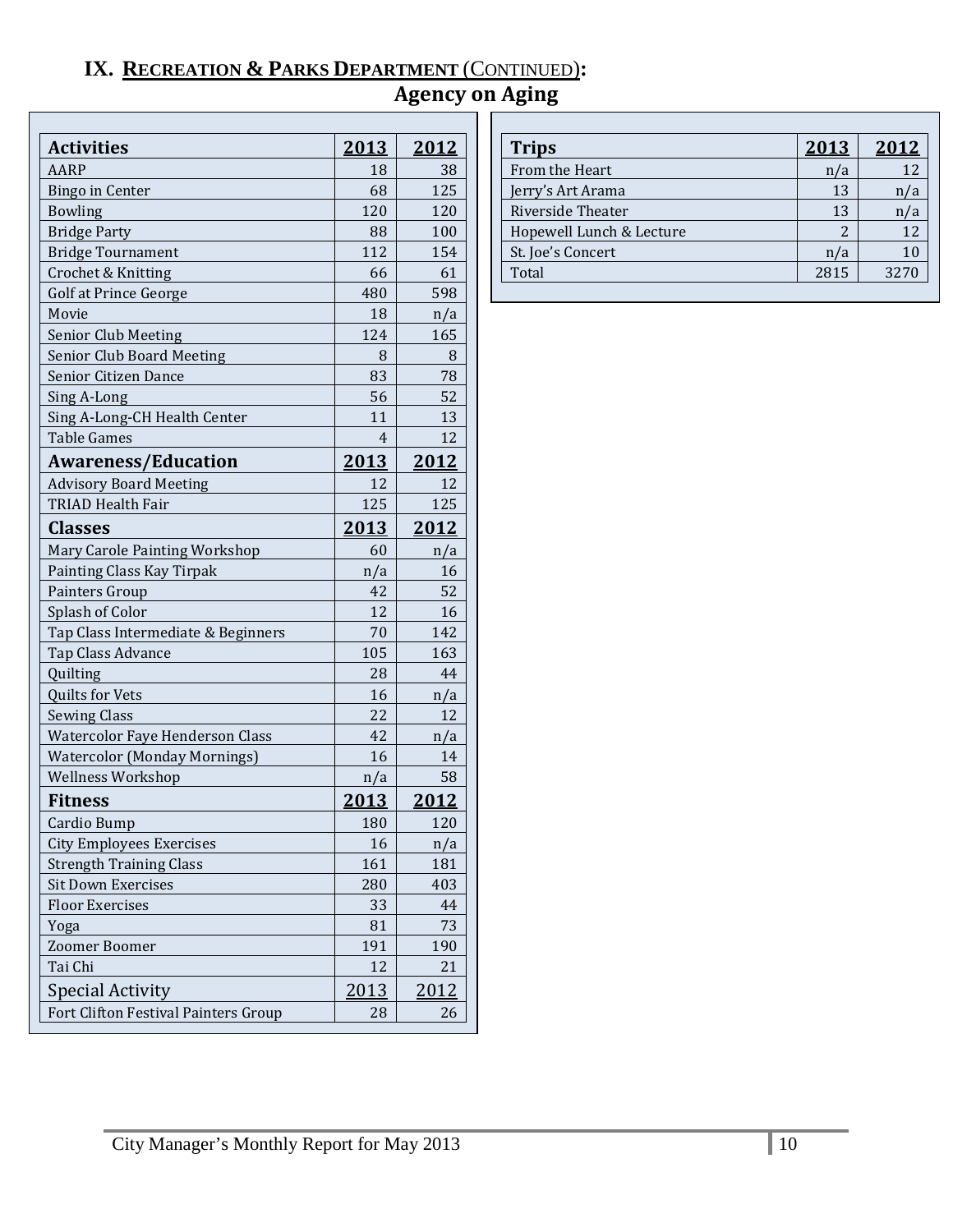# IX. RECREATION & PARKS DEPARTMENT (CONTINUED):

## Agency on Aging

| Activities | 2013 | 2012 |
|---|---|---|
| AARP | 18 | 38 |
| Bingo in Center | 68 | 125 |
| Bowling | 120 | 120 |
| Bridge Party | 88 | 100 |
| Bridge Tournament | 112 | 154 |
| Crochet & Knitting | 66 | 61 |
| Golf at Prince George | 480 | 598 |
| Movie | 18 | n/a |
| Senior Club Meeting | 124 | 165 |
| Senior Club Board Meeting | 8 | 8 |
| Senior Citizen Dance | 83 | 78 |
| Sing A-Long | 56 | 52 |
| Sing A-Long-CH Health Center | 11 | 13 |
| Table Games | 4 | 12 |
| **Awareness/Education** | **2013** | **2012** |
| Advisory Board Meeting | 12 | 12 |
| TRIAD Health Fair | 125 | 125 |
| **Classes** | **2013** | **2012** |
| Mary Carole Painting Workshop | 60 | n/a |
| Painting Class Kay Tirpak | n/a | 16 |
| Painters Group | 42 | 52 |
| Splash of Color | 12 | 16 |
| Tap Class Intermediate & Beginners | 70 | 142 |
| Tap Class Advance | 105 | 163 |
| Quilting | 28 | 44 |
| Quilts for Vets | 16 | n/a |
| Sewing Class | 22 | 12 |
| Watercolor Faye Henderson Class | 42 | n/a |
| Watercolor (Monday Mornings) | 16 | 14 |
| Wellness Workshop | n/a | 58 |
| **Fitness** | **2013** | **2012** |
| Cardio Bump | 180 | 120 |
| City Employees Exercises | 16 | n/a |
| Strength Training Class | 161 | 181 |
| Sit Down Exercises | 280 | 403 |
| Floor Exercises | 33 | 44 |
| Yoga | 81 | 73 |
| Zoomer Boomer | 191 | 190 |
| Tai Chi | 12 | 21 |
| Special Activity | 2013 | 2012 |
| Fort Clifton Festival Painters Group | 28 | 26 |

| Trips | 2013 | 2012 |
|---|---|---|
| From the Heart | n/a | 12 |
| Jerry's Art Arama | 13 | n/a |
| Riverside Theater | 13 | n/a |
| Hopewell Lunch & Lecture | 2 | 12 |
| St. Joe's Concert | n/a | 10 |
| Total | 2815 | 3270 |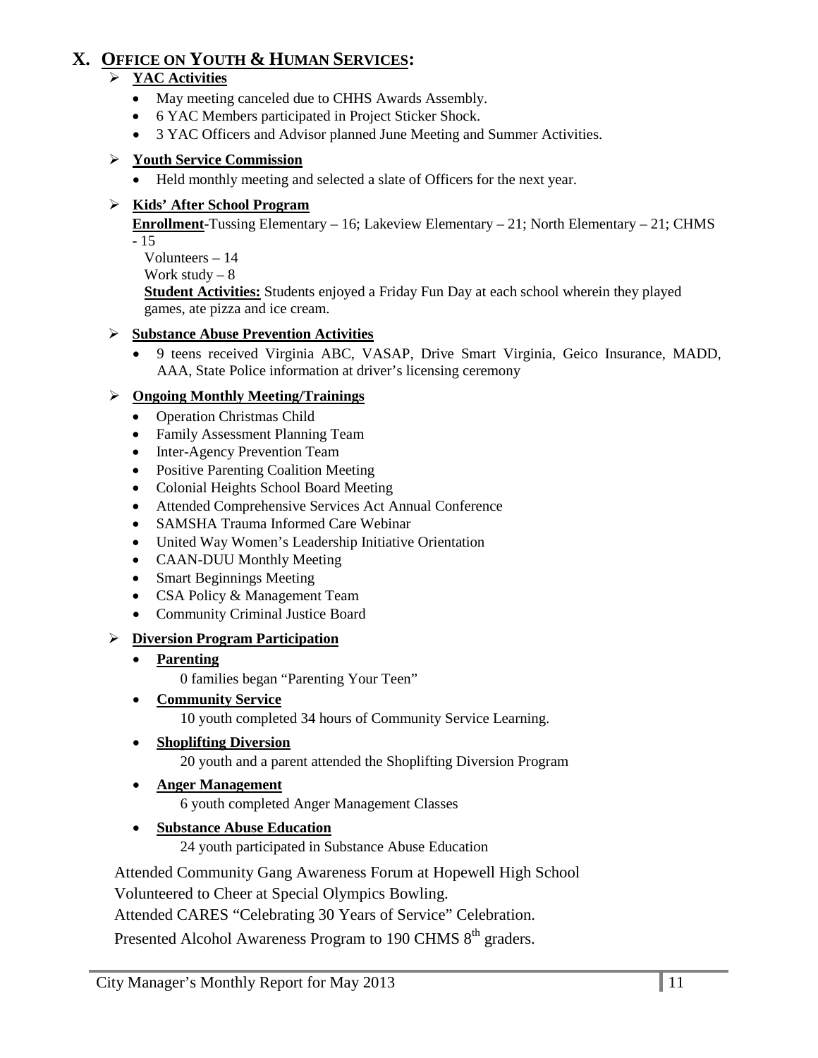## X. OFFICE ON YOUTH & HUMAN SERVICES:

- **YAC Activities**
  - May meeting canceled due to CHHS Awards Assembly.
  - 6 YAC Members participated in Project Sticker Shock.
  - 3 YAC Officers and Advisor planned June Meeting and Summer Activities.

- **Youth Service Commission**
  - Held monthly meeting and selected a slate of Officers for the next year.

- **Kids' After School Program**

  **Enrollment**-Tussing Elementary – 16; Lakeview Elementary – 21; North Elementary – 21; CHMS - 15

  Volunteers – 14

  Work study – 8

  **Student Activities:** Students enjoyed a Friday Fun Day at each school wherein they played games, ate pizza and ice cream.

- **Substance Abuse Prevention Activities**
  - 9 teens received Virginia ABC, VASAP, Drive Smart Virginia, Geico Insurance, MADD, AAA, State Police information at driver's licensing ceremony

- **Ongoing Monthly Meeting/Trainings**
  - Operation Christmas Child
  - Family Assessment Planning Team
  - Inter-Agency Prevention Team
  - Positive Parenting Coalition Meeting
  - Colonial Heights School Board Meeting
  - Attended Comprehensive Services Act Annual Conference
  - SAMSHA Trauma Informed Care Webinar
  - United Way Women's Leadership Initiative Orientation
  - CAAN-DUU Monthly Meeting
  - Smart Beginnings Meeting
  - CSA Policy & Management Team
  - Community Criminal Justice Board

- **Diversion Program Participation**
  - **Parenting**

    0 families began "Parenting Your Teen"
  - **Community Service**

    10 youth completed 34 hours of Community Service Learning.
  - **Shoplifting Diversion**

    20 youth and a parent attended the Shoplifting Diversion Program
  - **Anger Management**

    6 youth completed Anger Management Classes
  - **Substance Abuse Education**

    24 youth participated in Substance Abuse Education

Attended Community Gang Awareness Forum at Hopewell High School

Volunteered to Cheer at Special Olympics Bowling.

Attended CARES "Celebrating 30 Years of Service" Celebration.

Presented Alcohol Awareness Program to 190 CHMS 8th graders.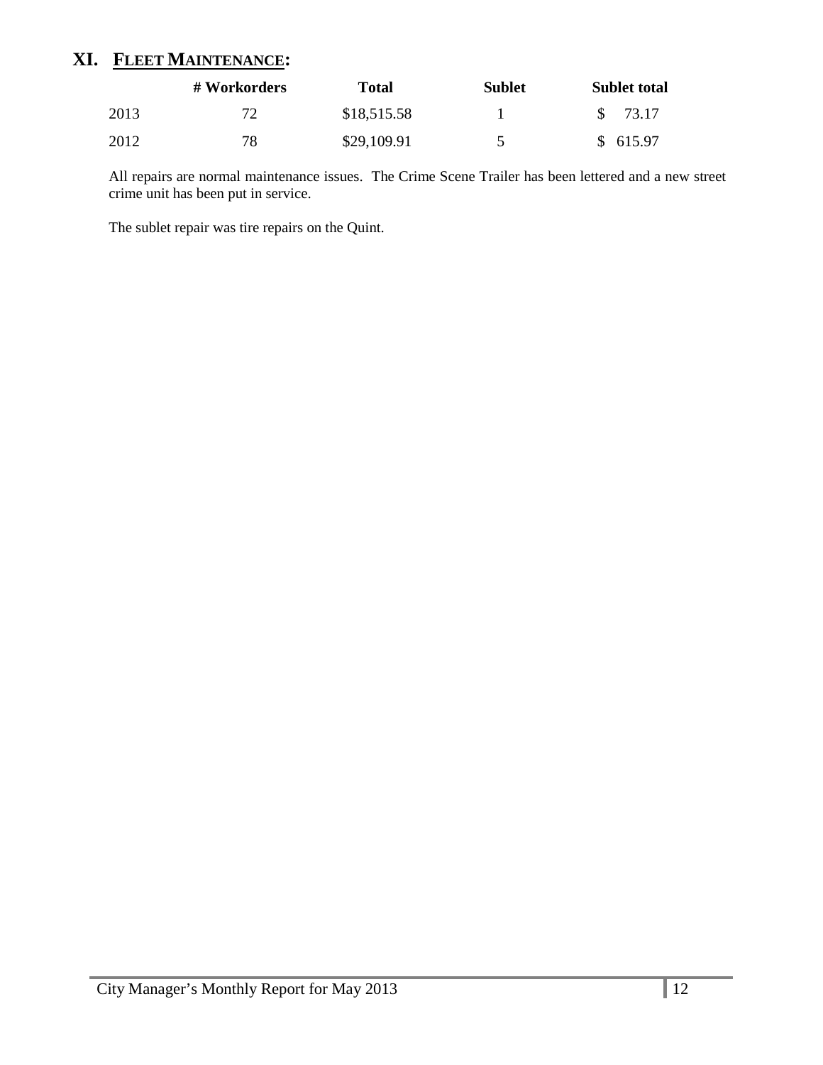## XI. FLEET MAINTENANCE:

| | # Workorders | Total | Sublet | Sublet total |
|---|---|---|---|---|
| 2013 | 72 | $18,515.58 | 1 | $ 73.17 |
| 2012 | 78 | $29,109.91 | 5 | $ 615.97 |

All repairs are normal maintenance issues. The Crime Scene Trailer has been lettered and a new street crime unit has been put in service.

The sublet repair was tire repairs on the Quint.